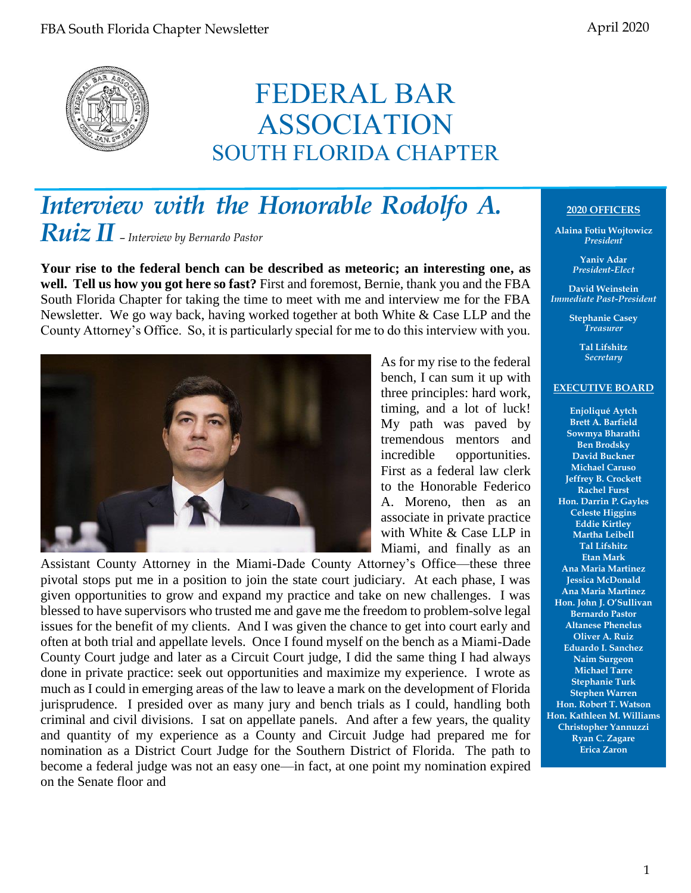# FEDERAL BAR ASSOCIATION
## SOUTH FLORIDA CHAPTER

**2020 OFFICERS**

**Alaina Fotiu Wojtowicz**
*President*

**Yaniv Adar**
*President-Elect*

**David Weinstein**
*Immediate Past-President*

**Stephanie Casey**
*Treasurer*

**Tal Lifshitz**
*Secretary*

**EXECUTIVE BOARD**

**Enjoliqué Aytch**
**Brett A. Barfield**
**Sowmya Bharathi**
**Ben Brodsky**
**David Buckner**
**Michael Caruso**
**Jeffrey B. Crockett**
**Rachel Furst**
**Hon. Darrin P. Gayles**
**Celeste Higgins**
**Eddie Kirtley**
**Martha Leibell**
**Tal Lifshitz**
**Etan Mark**
**Ana Maria Martinez**
**Jessica McDonald**
**Ana Maria Martinez**
**Hon. John J. O'Sullivan**
**Bernardo Pastor**
**Altanese Phenelus**
**Oliver A. Ruiz**
**Eduardo I. Sanchez**
**Naim Surgeon**
**Michael Tarre**
**Stephanie Turk**
**Stephen Warren**
**Hon. Robert T. Watson**
**Hon. Kathleen M. Williams**
**Christopher Yannuzzi**
**Ryan C. Zagare**
**Erica Zaron**

## *Interview with the Honorable Rodolfo A. Ruiz II* – *Interview by Bernardo Pastor*

**Your rise to the federal bench can be described as meteoric; an interesting one, as well. Tell us how you got here so fast?** First and foremost, Bernie, thank you and the FBA South Florida Chapter for taking the time to meet with me and interview me for the FBA Newsletter. We go way back, having worked together at both White & Case LLP and the County Attorney's Office. So, it is particularly special for me to do this interview with you.

As for my rise to the federal bench, I can sum it up with three principles: hard work, timing, and a lot of luck! My path was paved by tremendous mentors and incredible opportunities. First as a federal law clerk to the Honorable Federico A. Moreno, then as an associate in private practice with White & Case LLP in Miami, and finally as an Assistant County Attorney in the Miami-Dade County Attorney's Office—these three pivotal stops put me in a position to join the state court judiciary. At each phase, I was given opportunities to grow and expand my practice and take on new challenges. I was blessed to have supervisors who trusted me and gave me the freedom to problem-solve legal issues for the benefit of my clients. And I was given the chance to get into court early and often at both trial and appellate levels. Once I found myself on the bench as a Miami-Dade County Court judge and later as a Circuit Court judge, I did the same thing I had always done in private practice: seek out opportunities and maximize my experience. I wrote as much as I could in emerging areas of the law to leave a mark on the development of Florida jurisprudence. I presided over as many jury and bench trials as I could, handling both criminal and civil divisions. I sat on appellate panels. And after a few years, the quality and quantity of my experience as a County and Circuit Judge had prepared me for nomination as a District Court Judge for the Southern District of Florida. The path to become a federal judge was not an easy one—in fact, at one point my nomination expired on the Senate floor and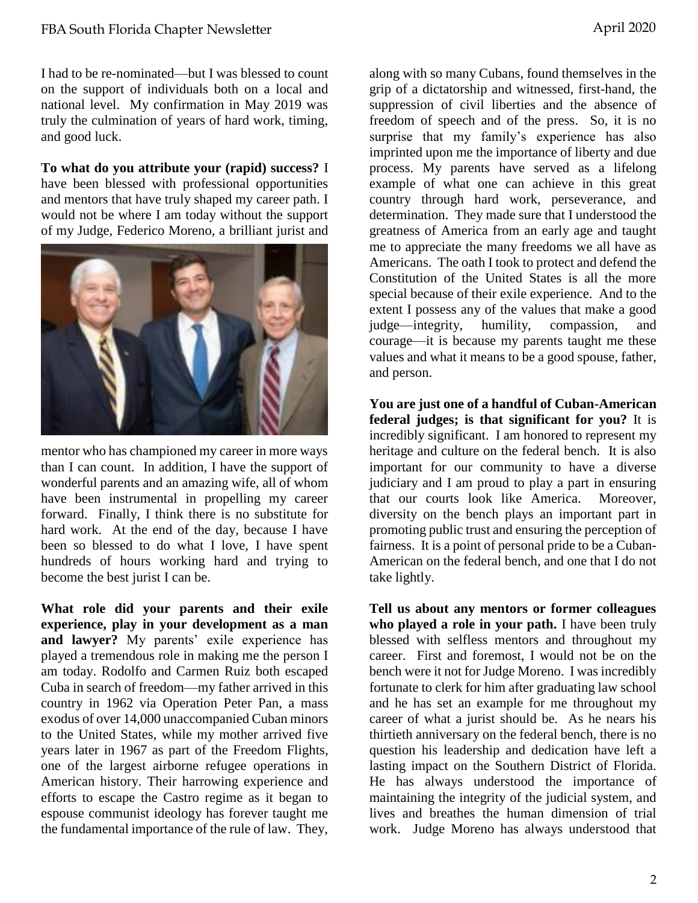I had to be re-nominated—but I was blessed to count on the support of individuals both on a local and national level. My confirmation in May 2019 was truly the culmination of years of hard work, timing, and good luck.

**To what do you attribute your (rapid) success?** I have been blessed with professional opportunities and mentors that have truly shaped my career path. I would not be where I am today without the support of my Judge, Federico Moreno, a brilliant jurist and mentor who has championed my career in more ways than I can count. In addition, I have the support of wonderful parents and an amazing wife, all of whom have been instrumental in propelling my career forward. Finally, I think there is no substitute for hard work. At the end of the day, because I have been so blessed to do what I love, I have spent hundreds of hours working hard and trying to become the best jurist I can be.

**What role did your parents and their exile experience, play in your development as a man and lawyer?** My parents' exile experience has played a tremendous role in making me the person I am today. Rodolfo and Carmen Ruiz both escaped Cuba in search of freedom—my father arrived in this country in 1962 via Operation Peter Pan, a mass exodus of over 14,000 unaccompanied Cuban minors to the United States, while my mother arrived five years later in 1967 as part of the Freedom Flights, one of the largest airborne refugee operations in American history. Their harrowing experience and efforts to escape the Castro regime as it began to espouse communist ideology has forever taught me the fundamental importance of the rule of law. They, along with so many Cubans, found themselves in the grip of a dictatorship and witnessed, first-hand, the suppression of civil liberties and the absence of freedom of speech and of the press. So, it is no surprise that my family's experience has also imprinted upon me the importance of liberty and due process. My parents have served as a lifelong example of what one can achieve in this great country through hard work, perseverance, and determination. They made sure that I understood the greatness of America from an early age and taught me to appreciate the many freedoms we all have as Americans. The oath I took to protect and defend the Constitution of the United States is all the more special because of their exile experience. And to the extent I possess any of the values that make a good judge—integrity, humility, compassion, and courage—it is because my parents taught me these values and what it means to be a good spouse, father, and person.

**You are just one of a handful of Cuban-American federal judges; is that significant for you?** It is incredibly significant. I am honored to represent my heritage and culture on the federal bench. It is also important for our community to have a diverse judiciary and I am proud to play a part in ensuring that our courts look like America. Moreover, diversity on the bench plays an important part in promoting public trust and ensuring the perception of fairness. It is a point of personal pride to be a Cuban-American on the federal bench, and one that I do not take lightly.

**Tell us about any mentors or former colleagues who played a role in your path.** I have been truly blessed with selfless mentors and throughout my career. First and foremost, I would not be on the bench were it not for Judge Moreno. I was incredibly fortunate to clerk for him after graduating law school and he has set an example for me throughout my career of what a jurist should be. As he nears his thirtieth anniversary on the federal bench, there is no question his leadership and dedication have left a lasting impact on the Southern District of Florida. He has always understood the importance of maintaining the integrity of the judicial system, and lives and breathes the human dimension of trial work. Judge Moreno has always understood that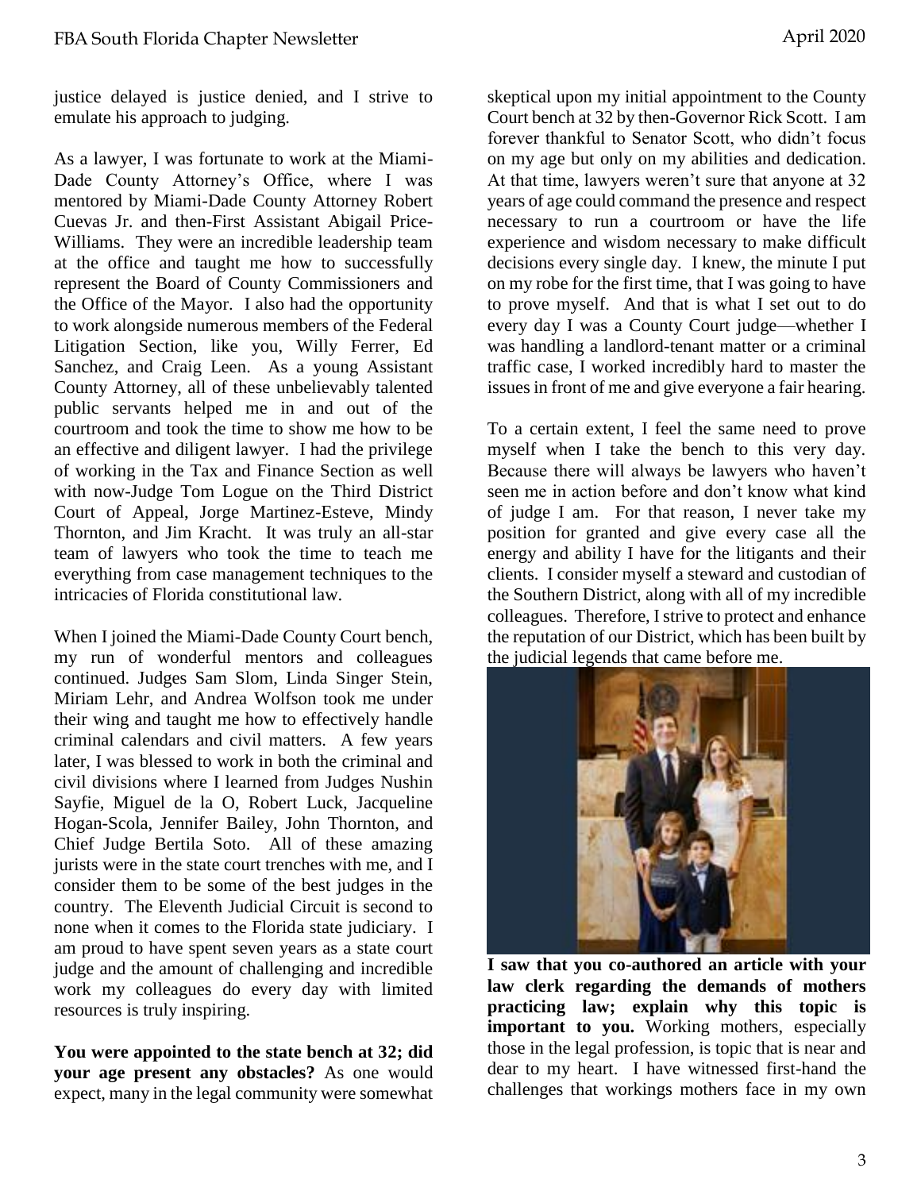justice delayed is justice denied, and I strive to emulate his approach to judging.

As a lawyer, I was fortunate to work at the Miami-Dade County Attorney's Office, where I was mentored by Miami-Dade County Attorney Robert Cuevas Jr. and then-First Assistant Abigail Price-Williams. They were an incredible leadership team at the office and taught me how to successfully represent the Board of County Commissioners and the Office of the Mayor. I also had the opportunity to work alongside numerous members of the Federal Litigation Section, like you, Willy Ferrer, Ed Sanchez, and Craig Leen. As a young Assistant County Attorney, all of these unbelievably talented public servants helped me in and out of the courtroom and took the time to show me how to be an effective and diligent lawyer. I had the privilege of working in the Tax and Finance Section as well with now-Judge Tom Logue on the Third District Court of Appeal, Jorge Martinez-Esteve, Mindy Thornton, and Jim Kracht. It was truly an all-star team of lawyers who took the time to teach me everything from case management techniques to the intricacies of Florida constitutional law.

When I joined the Miami-Dade County Court bench, my run of wonderful mentors and colleagues continued. Judges Sam Slom, Linda Singer Stein, Miriam Lehr, and Andrea Wolfson took me under their wing and taught me how to effectively handle criminal calendars and civil matters. A few years later, I was blessed to work in both the criminal and civil divisions where I learned from Judges Nushin Sayfie, Miguel de la O, Robert Luck, Jacqueline Hogan-Scola, Jennifer Bailey, John Thornton, and Chief Judge Bertila Soto. All of these amazing jurists were in the state court trenches with me, and I consider them to be some of the best judges in the country. The Eleventh Judicial Circuit is second to none when it comes to the Florida state judiciary. I am proud to have spent seven years as a state court judge and the amount of challenging and incredible work my colleagues do every day with limited resources is truly inspiring.

**You were appointed to the state bench at 32; did your age present any obstacles?** As one would expect, many in the legal community were somewhat skeptical upon my initial appointment to the County Court bench at 32 by then-Governor Rick Scott. I am forever thankful to Senator Scott, who didn't focus on my age but only on my abilities and dedication. At that time, lawyers weren't sure that anyone at 32 years of age could command the presence and respect necessary to run a courtroom or have the life experience and wisdom necessary to make difficult decisions every single day. I knew, the minute I put on my robe for the first time, that I was going to have to prove myself. And that is what I set out to do every day I was a County Court judge—whether I was handling a landlord-tenant matter or a criminal traffic case, I worked incredibly hard to master the issues in front of me and give everyone a fair hearing.

To a certain extent, I feel the same need to prove myself when I take the bench to this very day. Because there will always be lawyers who haven't seen me in action before and don't know what kind of judge I am. For that reason, I never take my position for granted and give every case all the energy and ability I have for the litigants and their clients. I consider myself a steward and custodian of the Southern District, along with all of my incredible colleagues. Therefore, I strive to protect and enhance the reputation of our District, which has been built by the judicial legends that came before me.

**I saw that you co-authored an article with your law clerk regarding the demands of mothers practicing law; explain why this topic is important to you.** Working mothers, especially those in the legal profession, is topic that is near and dear to my heart. I have witnessed first-hand the challenges that workings mothers face in my own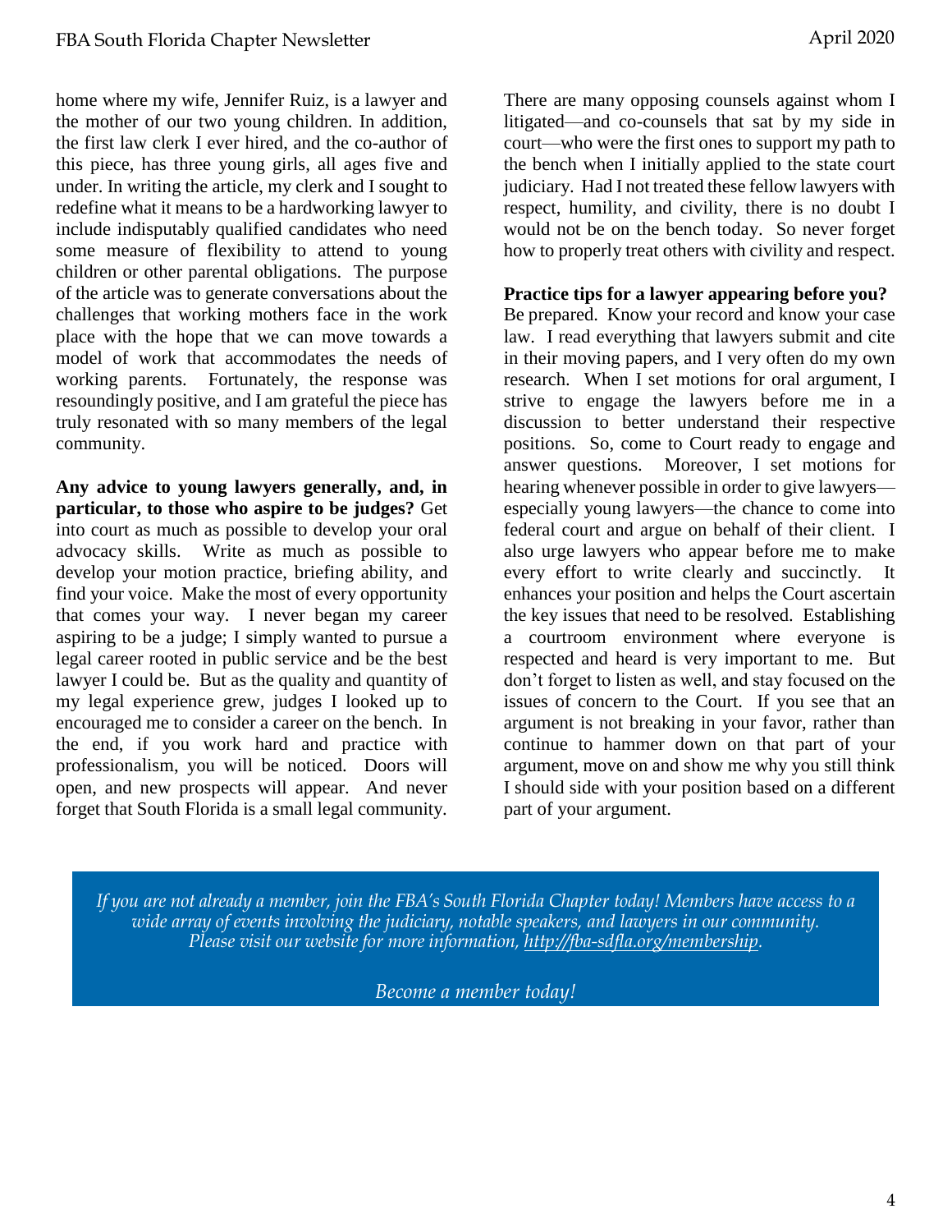home where my wife, Jennifer Ruiz, is a lawyer and the mother of our two young children. In addition, the first law clerk I ever hired, and the co-author of this piece, has three young girls, all ages five and under. In writing the article, my clerk and I sought to redefine what it means to be a hardworking lawyer to include indisputably qualified candidates who need some measure of flexibility to attend to young children or other parental obligations. The purpose of the article was to generate conversations about the challenges that working mothers face in the work place with the hope that we can move towards a model of work that accommodates the needs of working parents. Fortunately, the response was resoundingly positive, and I am grateful the piece has truly resonated with so many members of the legal community.

**Any advice to young lawyers generally, and, in particular, to those who aspire to be judges?** Get into court as much as possible to develop your oral advocacy skills. Write as much as possible to develop your motion practice, briefing ability, and find your voice. Make the most of every opportunity that comes your way. I never began my career aspiring to be a judge; I simply wanted to pursue a legal career rooted in public service and be the best lawyer I could be. But as the quality and quantity of my legal experience grew, judges I looked up to encouraged me to consider a career on the bench. In the end, if you work hard and practice with professionalism, you will be noticed. Doors will open, and new prospects will appear. And never forget that South Florida is a small legal community. There are many opposing counsels against whom I litigated—and co-counsels that sat by my side in court—who were the first ones to support my path to the bench when I initially applied to the state court judiciary. Had I not treated these fellow lawyers with respect, humility, and civility, there is no doubt I would not be on the bench today. So never forget how to properly treat others with civility and respect.

**Practice tips for a lawyer appearing before you?** Be prepared. Know your record and know your case law. I read everything that lawyers submit and cite in their moving papers, and I very often do my own research. When I set motions for oral argument, I strive to engage the lawyers before me in a discussion to better understand their respective positions. So, come to Court ready to engage and answer questions. Moreover, I set motions for hearing whenever possible in order to give lawyers—especially young lawyers—the chance to come into federal court and argue on behalf of their client. I also urge lawyers who appear before me to make every effort to write clearly and succinctly. It enhances your position and helps the Court ascertain the key issues that need to be resolved. Establishing a courtroom environment where everyone is respected and heard is very important to me. But don't forget to listen as well, and stay focused on the issues of concern to the Court. If you see that an argument is not breaking in your favor, rather than continue to hammer down on that part of your argument, move on and show me why you still think I should side with your position based on a different part of your argument.

*If you are not already a member, join the FBA's South Florida Chapter today! Members have access to a wide array of events involving the judiciary, notable speakers, and lawyers in our community. Please visit our website for more information, http://fba-sdfla.org/membership.*

*Become a member today!*